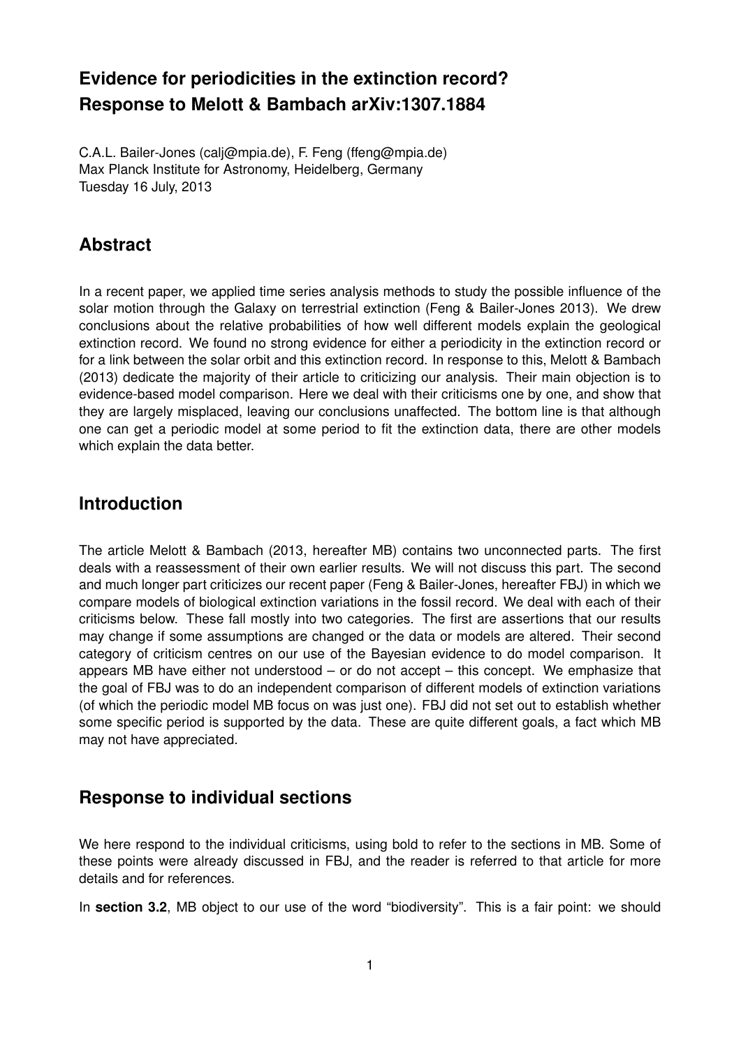# Evidence for periodicities in the extinction record? Response to Melott & Bambach arXiv:1307.1884

C.A.L. Bailer-Jones (calj@mpia.de), F. Feng (ffeng@mpia.de)
Max Planck Institute for Astronomy, Heidelberg, Germany
Tuesday 16 July, 2013

## Abstract

In a recent paper, we applied time series analysis methods to study the possible influence of the solar motion through the Galaxy on terrestrial extinction (Feng & Bailer-Jones 2013). We drew conclusions about the relative probabilities of how well different models explain the geological extinction record. We found no strong evidence for either a periodicity in the extinction record or for a link between the solar orbit and this extinction record. In response to this, Melott & Bambach (2013) dedicate the majority of their article to criticizing our analysis. Their main objection is to evidence-based model comparison. Here we deal with their criticisms one by one, and show that they are largely misplaced, leaving our conclusions unaffected. The bottom line is that although one can get a periodic model at some period to fit the extinction data, there are other models which explain the data better.

## Introduction

The article Melott & Bambach (2013, hereafter MB) contains two unconnected parts. The first deals with a reassessment of their own earlier results. We will not discuss this part. The second and much longer part criticizes our recent paper (Feng & Bailer-Jones, hereafter FBJ) in which we compare models of biological extinction variations in the fossil record. We deal with each of their criticisms below. These fall mostly into two categories. The first are assertions that our results may change if some assumptions are changed or the data or models are altered. Their second category of criticism centres on our use of the Bayesian evidence to do model comparison. It appears MB have either not understood – or do not accept – this concept. We emphasize that the goal of FBJ was to do an independent comparison of different models of extinction variations (of which the periodic model MB focus on was just one). FBJ did not set out to establish whether some specific period is supported by the data. These are quite different goals, a fact which MB may not have appreciated.

## Response to individual sections

We here respond to the individual criticisms, using bold to refer to the sections in MB. Some of these points were already discussed in FBJ, and the reader is referred to that article for more details and for references.

In **section 3.2**, MB object to our use of the word "biodiversity". This is a fair point: we should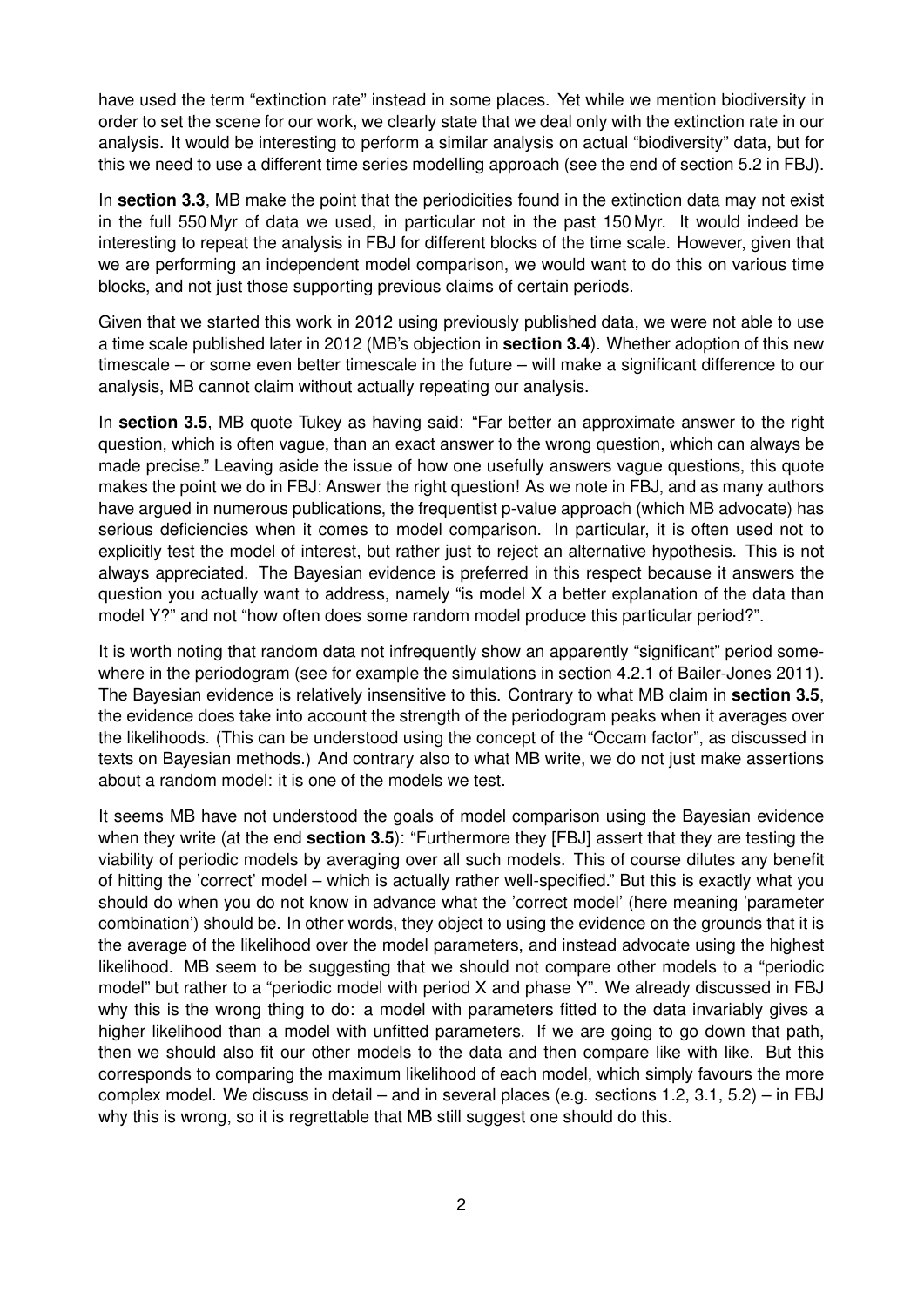have used the term "extinction rate" instead in some places. Yet while we mention biodiversity in order to set the scene for our work, we clearly state that we deal only with the extinction rate in our analysis. It would be interesting to perform a similar analysis on actual "biodiversity" data, but for this we need to use a different time series modelling approach (see the end of section 5.2 in FBJ).

In **section 3.3**, MB make the point that the periodicities found in the extinction data may not exist in the full 550 Myr of data we used, in particular not in the past 150 Myr. It would indeed be interesting to repeat the analysis in FBJ for different blocks of the time scale. However, given that we are performing an independent model comparison, we would want to do this on various time blocks, and not just those supporting previous claims of certain periods.

Given that we started this work in 2012 using previously published data, we were not able to use a time scale published later in 2012 (MB's objection in **section 3.4**). Whether adoption of this new timescale – or some even better timescale in the future – will make a significant difference to our analysis, MB cannot claim without actually repeating our analysis.

In **section 3.5**, MB quote Tukey as having said: "Far better an approximate answer to the right question, which is often vague, than an exact answer to the wrong question, which can always be made precise." Leaving aside the issue of how one usefully answers vague questions, this quote makes the point we do in FBJ: Answer the right question! As we note in FBJ, and as many authors have argued in numerous publications, the frequentist p-value approach (which MB advocate) has serious deficiencies when it comes to model comparison. In particular, it is often used not to explicitly test the model of interest, but rather just to reject an alternative hypothesis. This is not always appreciated. The Bayesian evidence is preferred in this respect because it answers the question you actually want to address, namely "is model X a better explanation of the data than model Y?" and not "how often does some random model produce this particular period?".

It is worth noting that random data not infrequently show an apparently "significant" period somewhere in the periodogram (see for example the simulations in section 4.2.1 of Bailer-Jones 2011). The Bayesian evidence is relatively insensitive to this. Contrary to what MB claim in **section 3.5**, the evidence does take into account the strength of the periodogram peaks when it averages over the likelihoods. (This can be understood using the concept of the "Occam factor", as discussed in texts on Bayesian methods.) And contrary also to what MB write, we do not just make assertions about a random model: it is one of the models we test.

It seems MB have not understood the goals of model comparison using the Bayesian evidence when they write (at the end **section 3.5**): "Furthermore they [FBJ] assert that they are testing the viability of periodic models by averaging over all such models. This of course dilutes any benefit of hitting the 'correct' model – which is actually rather well-specified." But this is exactly what you should do when you do not know in advance what the 'correct model' (here meaning 'parameter combination') should be. In other words, they object to using the evidence on the grounds that it is the average of the likelihood over the model parameters, and instead advocate using the highest likelihood. MB seem to be suggesting that we should not compare other models to a "periodic model" but rather to a "periodic model with period X and phase Y". We already discussed in FBJ why this is the wrong thing to do: a model with parameters fitted to the data invariably gives a higher likelihood than a model with unfitted parameters. If we are going to go down that path, then we should also fit our other models to the data and then compare like with like. But this corresponds to comparing the maximum likelihood of each model, which simply favours the more complex model. We discuss in detail – and in several places (e.g. sections 1.2, 3.1, 5.2) – in FBJ why this is wrong, so it is regrettable that MB still suggest one should do this.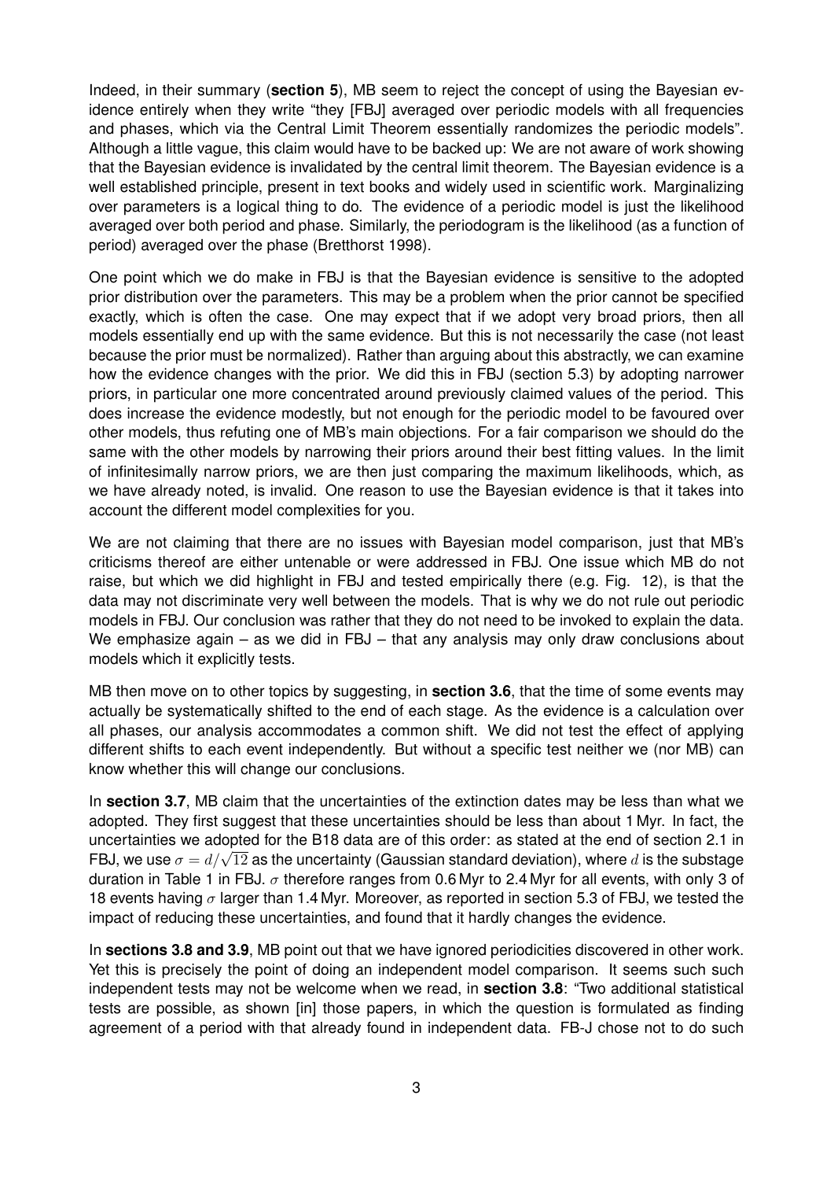Indeed, in their summary (**section 5**), MB seem to reject the concept of using the Bayesian evidence entirely when they write "they [FBJ] averaged over periodic models with all frequencies and phases, which via the Central Limit Theorem essentially randomizes the periodic models". Although a little vague, this claim would have to be backed up: We are not aware of work showing that the Bayesian evidence is invalidated by the central limit theorem. The Bayesian evidence is a well established principle, present in text books and widely used in scientific work. Marginalizing over parameters is a logical thing to do. The evidence of a periodic model is just the likelihood averaged over both period and phase. Similarly, the periodogram is the likelihood (as a function of period) averaged over the phase (Bretthorst 1998).

One point which we do make in FBJ is that the Bayesian evidence is sensitive to the adopted prior distribution over the parameters. This may be a problem when the prior cannot be specified exactly, which is often the case. One may expect that if we adopt very broad priors, then all models essentially end up with the same evidence. But this is not necessarily the case (not least because the prior must be normalized). Rather than arguing about this abstractly, we can examine how the evidence changes with the prior. We did this in FBJ (section 5.3) by adopting narrower priors, in particular one more concentrated around previously claimed values of the period. This does increase the evidence modestly, but not enough for the periodic model to be favoured over other models, thus refuting one of MB's main objections. For a fair comparison we should do the same with the other models by narrowing their priors around their best fitting values. In the limit of infinitesimally narrow priors, we are then just comparing the maximum likelihoods, which, as we have already noted, is invalid. One reason to use the Bayesian evidence is that it takes into account the different model complexities for you.

We are not claiming that there are no issues with Bayesian model comparison, just that MB's criticisms thereof are either untenable or were addressed in FBJ. One issue which MB do not raise, but which we did highlight in FBJ and tested empirically there (e.g. Fig. 12), is that the data may not discriminate very well between the models. That is why we do not rule out periodic models in FBJ. Our conclusion was rather that they do not need to be invoked to explain the data. We emphasize again – as we did in FBJ – that any analysis may only draw conclusions about models which it explicitly tests.

MB then move on to other topics by suggesting, in **section 3.6**, that the time of some events may actually be systematically shifted to the end of each stage. As the evidence is a calculation over all phases, our analysis accommodates a common shift. We did not test the effect of applying different shifts to each event independently. But without a specific test neither we (nor MB) can know whether this will change our conclusions.

In **section 3.7**, MB claim that the uncertainties of the extinction dates may be less than what we adopted. They first suggest that these uncertainties should be less than about 1 Myr. In fact, the uncertainties we adopted for the B18 data are of this order: as stated at the end of section 2.1 in FBJ, we use $\sigma = d/\sqrt{12}$ as the uncertainty (Gaussian standard deviation), where $d$ is the substage duration in Table 1 in FBJ. $\sigma$ therefore ranges from 0.6 Myr to 2.4 Myr for all events, with only 3 of 18 events having $\sigma$ larger than 1.4 Myr. Moreover, as reported in section 5.3 of FBJ, we tested the impact of reducing these uncertainties, and found that it hardly changes the evidence.

In **sections 3.8 and 3.9**, MB point out that we have ignored periodicities discovered in other work. Yet this is precisely the point of doing an independent model comparison. It seems such such independent tests may not be welcome when we read, in **section 3.8**: "Two additional statistical tests are possible, as shown [in] those papers, in which the question is formulated as finding agreement of a period with that already found in independent data. FB-J chose not to do such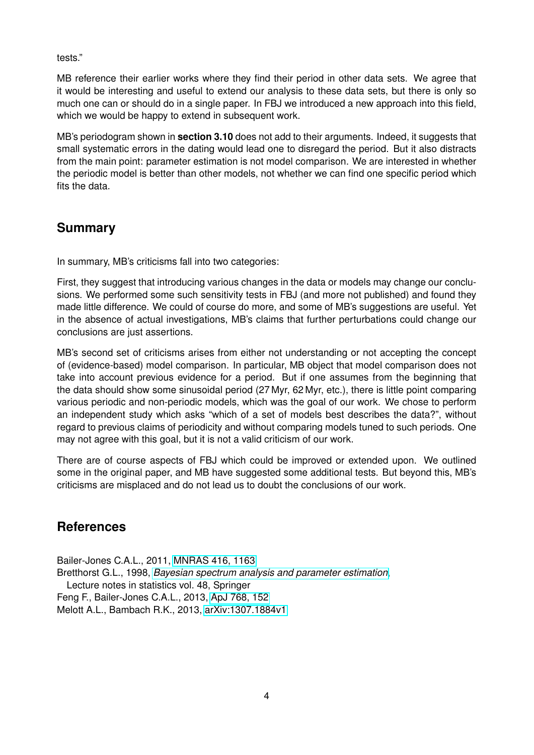tests."

MB reference their earlier works where they find their period in other data sets. We agree that it would be interesting and useful to extend our analysis to these data sets, but there is only so much one can or should do in a single paper. In FBJ we introduced a new approach into this field, which we would be happy to extend in subsequent work.

MB's periodogram shown in **section 3.10** does not add to their arguments. Indeed, it suggests that small systematic errors in the dating would lead one to disregard the period. But it also distracts from the main point: parameter estimation is not model comparison. We are interested in whether the periodic model is better than other models, not whether we can find one specific period which fits the data.

## Summary

In summary, MB's criticisms fall into two categories:

First, they suggest that introducing various changes in the data or models may change our conclusions. We performed some such sensitivity tests in FBJ (and more not published) and found they made little difference. We could of course do more, and some of MB's suggestions are useful. Yet in the absence of actual investigations, MB's claims that further perturbations could change our conclusions are just assertions.

MB's second set of criticisms arises from either not understanding or not accepting the concept of (evidence-based) model comparison. In particular, MB object that model comparison does not take into account previous evidence for a period. But if one assumes from the beginning that the data should show some sinusoidal period (27 Myr, 62 Myr, etc.), there is little point comparing various periodic and non-periodic models, which was the goal of our work. We chose to perform an independent study which asks "which of a set of models best describes the data?", without regard to previous claims of periodicity and without comparing models tuned to such periods. One may not agree with this goal, but it is not a valid criticism of our work.

There are of course aspects of FBJ which could be improved or extended upon. We outlined some in the original paper, and MB have suggested some additional tests. But beyond this, MB's criticisms are misplaced and do not lead us to doubt the conclusions of our work.

## References

Bailer-Jones C.A.L., 2011, MNRAS 416, 1163
Bretthorst G.L., 1998, *Bayesian spectrum analysis and parameter estimation*, Lecture notes in statistics vol. 48, Springer
Feng F., Bailer-Jones C.A.L., 2013, ApJ 768, 152
Melott A.L., Bambach R.K., 2013, arXiv:1307.1884v1